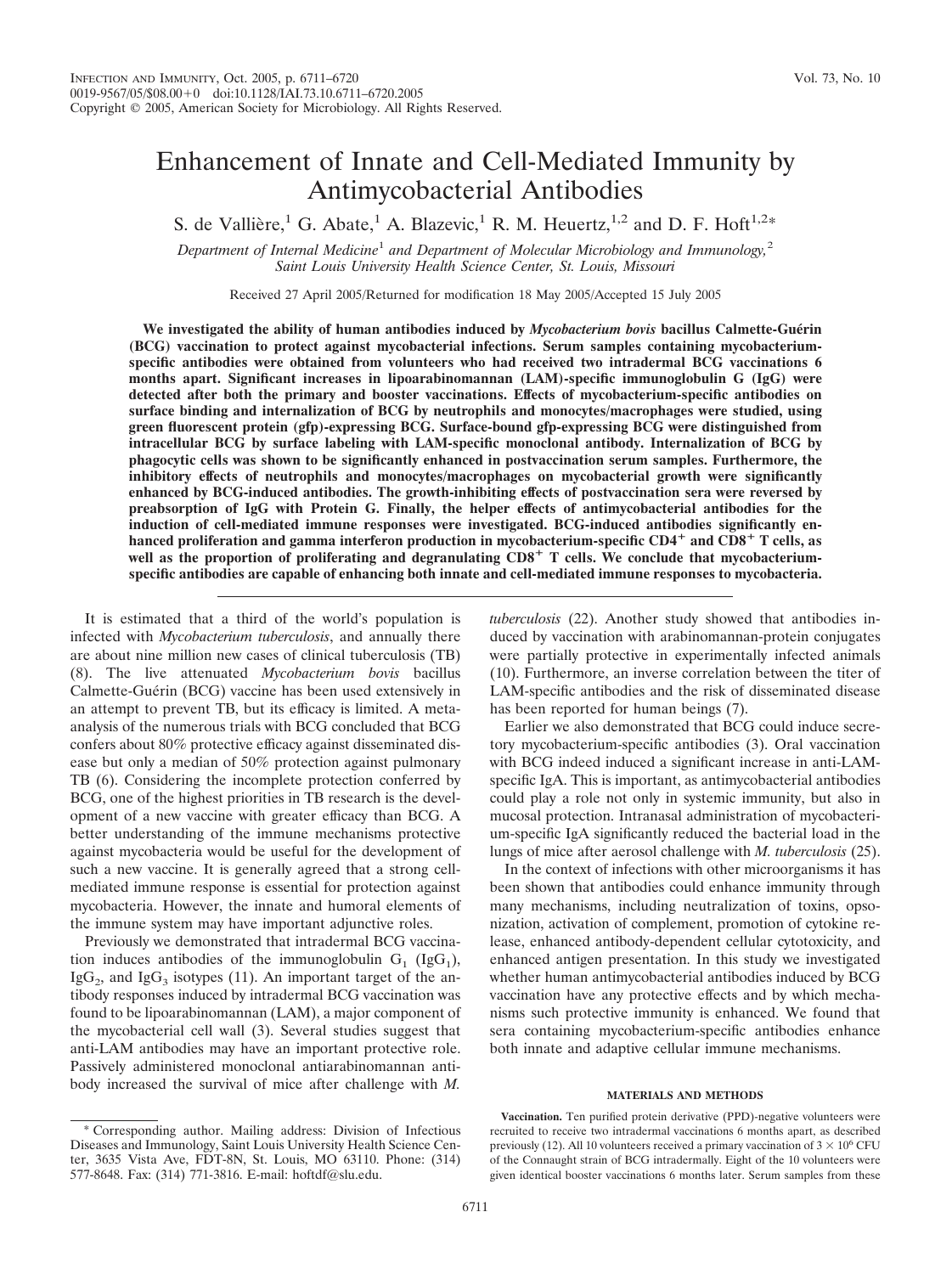# Enhancement of Innate and Cell-Mediated Immunity by Antimycobacterial Antibodies

S. de Vallière,[1] G. Abate,[1] A. Blazevic,[1] R. M. Heuertz,[1,2] and D. F. Hoft[1,2]*

*Department of Internal Medicine[1] and Department of Molecular Microbiology and Immunology,[2] Saint Louis University Health Science Center, St. Louis, Missouri*

Received 27 April 2005/Returned for modification 18 May 2005/Accepted 15 July 2005

**We investigated the ability of human antibodies induced by *Mycobacterium bovis* bacillus Calmette-Guérin (BCG) vaccination to protect against mycobacterial infections. Serum samples containing mycobacterium-specific antibodies were obtained from volunteers who had received two intradermal BCG vaccinations 6 months apart. Significant increases in lipoarabinomannan (LAM)-specific immunoglobulin G (IgG) were detected after both the primary and booster vaccinations. Effects of mycobacterium-specific antibodies on surface binding and internalization of BCG by neutrophils and monocytes/macrophages were studied, using green fluorescent protein (gfp)-expressing BCG. Surface-bound gfp-expressing BCG were distinguished from intracellular BCG by surface labeling with LAM-specific monoclonal antibody. Internalization of BCG by phagocytic cells was shown to be significantly enhanced in postvaccination serum samples. Furthermore, the inhibitory effects of neutrophils and monocytes/macrophages on mycobacterial growth were significantly enhanced by BCG-induced antibodies. The growth-inhibiting effects of postvaccination sera were reversed by preabsorption of IgG with Protein G. Finally, the helper effects of antimycobacterial antibodies for the induction of cell-mediated immune responses were investigated. BCG-induced antibodies significantly enhanced proliferation and gamma interferon production in mycobacterium-specific $CD4^+$ and $CD8^+$ T cells, as well as the proportion of proliferating and degranulating $CD8^+$ T cells. We conclude that mycobacterium-specific antibodies are capable of enhancing both innate and cell-mediated immune responses to mycobacteria.**

It is estimated that a third of the world's population is infected with *Mycobacterium tuberculosis*, and annually there are about nine million new cases of clinical tuberculosis (TB) (8). The live attenuated *Mycobacterium bovis* bacillus Calmette-Guérin (BCG) vaccine has been used extensively in an attempt to prevent TB, but its efficacy is limited. A meta-analysis of the numerous trials with BCG concluded that BCG confers about 80% protective efficacy against disseminated disease but only a median of 50% protection against pulmonary TB (6). Considering the incomplete protection conferred by BCG, one of the highest priorities in TB research is the development of a new vaccine with greater efficacy than BCG. A better understanding of the immune mechanisms protective against mycobacteria would be useful for the development of such a new vaccine. It is generally agreed that a strong cell-mediated immune response is essential for protection against mycobacteria. However, the innate and humoral elements of the immune system may have important adjunctive roles.

Previously we demonstrated that intradermal BCG vaccination induces antibodies of the immunoglobulin $G_1$ ($IgG_1$), $IgG_2$, and $IgG_3$ isotypes (11). An important target of the antibody responses induced by intradermal BCG vaccination was found to be lipoarabinomannan (LAM), a major component of the mycobacterial cell wall (3). Several studies suggest that anti-LAM antibodies may have an important protective role. Passively administered monoclonal antiarabinomannan antibody increased the survival of mice after challenge with *M. tuberculosis* (22). Another study showed that antibodies induced by vaccination with arabinomannan-protein conjugates were partially protective in experimentally infected animals (10). Furthermore, an inverse correlation between the titer of LAM-specific antibodies and the risk of disseminated disease has been reported for human beings (7).

Earlier we also demonstrated that BCG could induce secretory mycobacterium-specific antibodies (3). Oral vaccination with BCG indeed induced a significant increase in anti-LAM-specific IgA. This is important, as antimycobacterial antibodies could play a role not only in systemic immunity, but also in mucosal protection. Intranasal administration of mycobacterium-specific IgA significantly reduced the bacterial load in the lungs of mice after aerosol challenge with *M. tuberculosis* (25).

In the context of infections with other microorganisms it has been shown that antibodies could enhance immunity through many mechanisms, including neutralization of toxins, opsonization, activation of complement, promotion of cytokine release, enhanced antibody-dependent cellular cytotoxicity, and enhanced antigen presentation. In this study we investigated whether human antimycobacterial antibodies induced by BCG vaccination have any protective effects and by which mechanisms such protective immunity is enhanced. We found that sera containing mycobacterium-specific antibodies enhance both innate and adaptive cellular immune mechanisms.

## MATERIALS AND METHODS

**Vaccination.** Ten purified protein derivative (PPD)-negative volunteers were recruited to receive two intradermal vaccinations 6 months apart, as described previously (12). All 10 volunteers received a primary vaccination of $3 \times 10^6$ CFU of the Connaught strain of BCG intradermally. Eight of the 10 volunteers were given identical booster vaccinations 6 months later. Serum samples from these

---

* Corresponding author. Mailing address: Division of Infectious Diseases and Immunology, Saint Louis University Health Science Center, 3635 Vista Ave, FDT-8N, St. Louis, MO 63110. Phone: (314) 577-8648. Fax: (314) 771-3816. E-mail: hoftdf@slu.edu.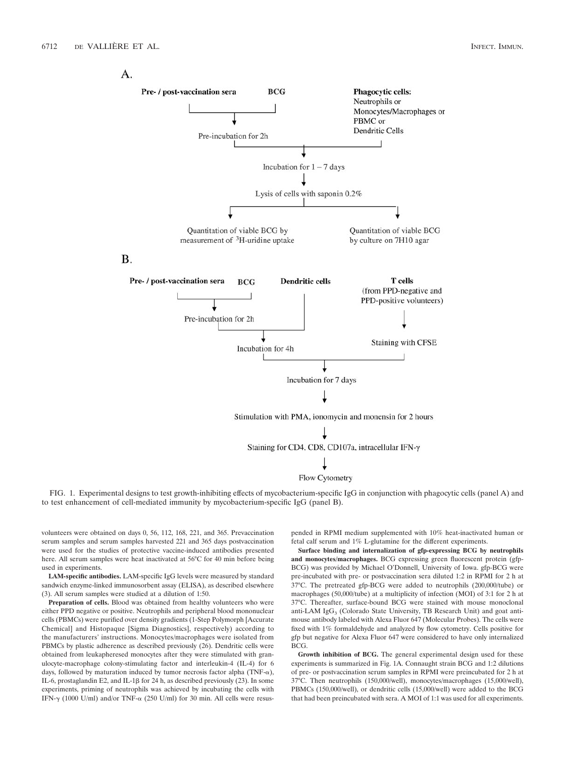A.

Pre- / post-vaccination sera → BCG → Pre-incubation for 2h

Phagocytic cells: Neutrophils or Monocytes/Macrophages or PBMC or Dendritic Cells

Incubation for 1 – 7 days

Lysis of cells with saponin 0.2%

Quantitation of viable BCG by measurement of $^3$H-uridine uptake

Quantitation of viable BCG by culture on 7H10 agar

B.

Pre- / post-vaccination sera → BCG → Pre-incubation for 2h

Dendritic cells

Incubation for 4h

T cells (from PPD-negative and PPD-positive volunteers)

Staining with CFSE

Incubation for 7 days

Stimulation with PMA, ionomycin and monensin for 2 hours

Staining for CD4, CD8, CD107a, intracellular IFN-γ

Flow Cytometry

FIG. 1. Experimental designs to test growth-inhibiting effects of mycobacterium-specific IgG in conjunction with phagocytic cells (panel A) and to test enhancement of cell-mediated immunity by mycobacterium-specific IgG (panel B).

volunteers were obtained on days 0, 56, 112, 168, 221, and 365. Prevaccination serum samples and serum samples harvested 221 and 365 days postvaccination were used for the studies of protective vaccine-induced antibodies presented here. All serum samples were heat inactivated at 56°C for 40 min before being used in experiments.

**LAM-specific antibodies.** LAM-specific IgG levels were measured by standard sandwich enzyme-linked immunosorbent assay (ELISA), as described elsewhere (3). All serum samples were studied at a dilution of 1:50.

**Preparation of cells.** Blood was obtained from healthy volunteers who were either PPD negative or positive. Neutrophils and peripheral blood mononuclear cells (PBMCs) were purified over density gradients (1-Step Polymorph [Accurate Chemical] and Histopaque [Sigma Diagnostics], respectively) according to the manufacturers' instructions. Monocytes/macrophages were isolated from PBMCs by plastic adherence as described previously (26). Dendritic cells were obtained from leukapheresed monocytes after they were stimulated with granulocyte-macrophage colony-stimulating factor and interleukin-4 (IL-4) for 6 days, followed by maturation induced by tumor necrosis factor alpha (TNF-α), IL-6, prostaglandin E2, and IL-1β for 24 h, as described previously (23). In some experiments, priming of neutrophils was achieved by incubating the cells with IFN-γ (1000 U/ml) and/or TNF-α (250 U/ml) for 30 min. All cells were resuspended in RPMI medium supplemented with 10% heat-inactivated human or fetal calf serum and 1% L-glutamine for the different experiments.

**Surface binding and internalization of gfp-expressing BCG by neutrophils and monocytes/macrophages.** BCG expressing green fluorescent protein (gfp-BCG) was provided by Michael O'Donnell, University of Iowa. gfp-BCG were pre-incubated with pre- or postvaccination sera diluted 1:2 in RPMI for 2 h at 37°C. The pretreated gfp-BCG were added to neutrophils (200,000/tube) or macrophages (50,000/tube) at a multiplicity of infection (MOI) of 3:1 for 2 h at 37°C. Thereafter, surface-bound BCG were stained with mouse monoclonal anti-LAM $IgG_3$ (Colorado State University, TB Research Unit) and goat anti-mouse antibody labeled with Alexa Fluor 647 (Molecular Probes). The cells were fixed with 1% formaldehyde and analyzed by flow cytometry. Cells positive for gfp but negative for Alexa Fluor 647 were considered to have only internalized BCG.

**Growth inhibition of BCG.** The general experimental design used for these experiments is summarized in Fig. 1A. Connaught strain BCG and 1:2 dilutions of pre- or postvaccination serum samples in RPMI were preincubated for 2 h at 37°C. Then neutrophils (150,000/well), monocytes/macrophages (15,000/well), PBMCs (150,000/well), or dendritic cells (15,000/well) were added to the BCG that had been preincubated with sera. A MOI of 1:1 was used for all experiments.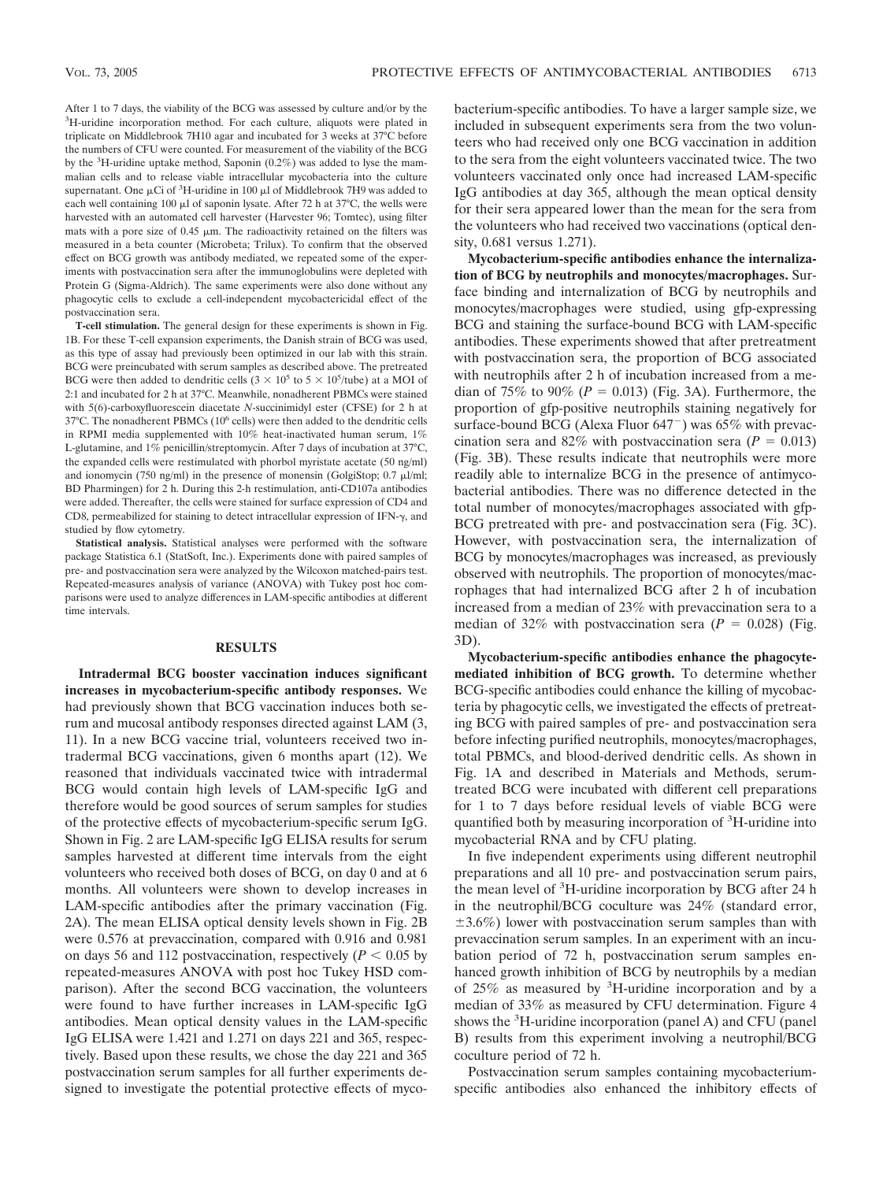After 1 to 7 days, the viability of the BCG was assessed by culture and/or by the $^{3}$H-uridine incorporation method. For each culture, aliquots were plated in triplicate on Middlebrook 7H10 agar and incubated for 3 weeks at 37°C before the numbers of CFU were counted. For measurement of the viability of the BCG by the $^{3}$H-uridine uptake method, Saponin (0.2%) was added to lyse the mammalian cells and to release viable intracellular mycobacteria into the culture supernatant. One μCi of $^{3}$H-uridine in 100 μl of Middlebrook 7H9 was added to each well containing 100 μl of saponin lysate. After 72 h at 37°C, the wells were harvested with an automated cell harvester (Harvester 96; Tomtec), using filter mats with a pore size of 0.45 μm. The radioactivity retained on the filters was measured in a beta counter (Microbeta; Trilux). To confirm that the observed effect on BCG growth was antibody mediated, we repeated some of the experiments with postvaccination sera after the immunoglobulins were depleted with Protein G (Sigma-Aldrich). The same experiments were also done without any phagocytic cells to exclude a cell-independent mycobactericidal effect of the postvaccination sera.

**T-cell stimulation.** The general design for these experiments is shown in Fig. 1B. For these T-cell expansion experiments, the Danish strain of BCG was used, as this type of assay had previously been optimized in our lab with this strain. BCG were preincubated with serum samples as described above. The pretreated BCG were then added to dendritic cells ($3 \times 10^5$ to $5 \times 10^5$/tube) at a MOI of 2:1 and incubated for 2 h at 37°C. Meanwhile, nonadherent PBMCs were stained with 5(6)-carboxyfluorescein diacetate *N*-succinimidyl ester (CFSE) for 2 h at 37°C. The nonadherent PBMCs ($10^6$ cells) were then added to the dendritic cells in RPMI media supplemented with 10% heat-inactivated human serum, 1% L-glutamine, and 1% penicillin/streptomycin. After 7 days of incubation at 37°C, the expanded cells were restimulated with phorbol myristate acetate (50 ng/ml) and ionomycin (750 ng/ml) in the presence of monensin (GolgiStop; 0.7 μl/ml; BD Pharmingen) for 2 h. During this 2-h restimulation, anti-CD107a antibodies were added. Thereafter, the cells were stained for surface expression of CD4 and CD8, permeabilized for staining to detect intracellular expression of IFN-γ, and studied by flow cytometry.

**Statistical analysis.** Statistical analyses were performed with the software package Statistica 6.1 (StatSoft, Inc.). Experiments done with paired samples of pre- and postvaccination sera were analyzed by the Wilcoxon matched-pairs test. Repeated-measures analysis of variance (ANOVA) with Tukey post hoc comparisons were used to analyze differences in LAM-specific antibodies at different time intervals.

## RESULTS

**Intradermal BCG booster vaccination induces significant increases in mycobacterium-specific antibody responses.** We had previously shown that BCG vaccination induces both serum and mucosal antibody responses directed against LAM (3, 11). In a new BCG vaccine trial, volunteers received two intradermal BCG vaccinations, given 6 months apart (12). We reasoned that individuals vaccinated twice with intradermal BCG would contain high levels of LAM-specific IgG and therefore would be good sources of serum samples for studies of the protective effects of mycobacterium-specific serum IgG. Shown in Fig. 2 are LAM-specific IgG ELISA results for serum samples harvested at different time intervals from the eight volunteers who received both doses of BCG, on day 0 and at 6 months. All volunteers were shown to develop increases in LAM-specific antibodies after the primary vaccination (Fig. 2A). The mean ELISA optical density levels shown in Fig. 2B were 0.576 at prevaccination, compared with 0.916 and 0.981 on days 56 and 112 postvaccination, respectively ($P < 0.05$ by repeated-measures ANOVA with post hoc Tukey HSD comparison). After the second BCG vaccination, the volunteers were found to have further increases in LAM-specific IgG antibodies. Mean optical density values in the LAM-specific IgG ELISA were 1.421 and 1.271 on days 221 and 365, respectively. Based upon these results, we chose the day 221 and 365 postvaccination serum samples for all further experiments designed to investigate the potential protective effects of mycobacterium-specific antibodies. To have a larger sample size, we included in subsequent experiments sera from the two volunteers who had received only one BCG vaccination in addition to the sera from the eight volunteers vaccinated twice. The two volunteers vaccinated only once had increased LAM-specific IgG antibodies at day 365, although the mean optical density for their sera appeared lower than the mean for the sera from the volunteers who had received two vaccinations (optical density, 0.681 versus 1.271).

**Mycobacterium-specific antibodies enhance the internalization of BCG by neutrophils and monocytes/macrophages.** Surface binding and internalization of BCG by neutrophils and monocytes/macrophages were studied, using gfp-expressing BCG and staining the surface-bound BCG with LAM-specific antibodies. These experiments showed that after pretreatment with postvaccination sera, the proportion of BCG associated with neutrophils after 2 h of incubation increased from a median of 75% to 90% ($P = 0.013$) (Fig. 3A). Furthermore, the proportion of gfp-positive neutrophils staining negatively for surface-bound BCG (Alexa Fluor 647$^{-}$) was 65% with prevaccination sera and 82% with postvaccination sera ($P = 0.013$) (Fig. 3B). These results indicate that neutrophils were more readily able to internalize BCG in the presence of antimycobacterial antibodies. There was no difference detected in the total number of monocytes/macrophages associated with gfp-BCG pretreated with pre- and postvaccination sera (Fig. 3C). However, with postvaccination sera, the internalization of BCG by monocytes/macrophages was increased, as previously observed with neutrophils. The proportion of monocytes/macrophages that had internalized BCG after 2 h of incubation increased from a median of 23% with prevaccination sera to a median of 32% with postvaccination sera ($P = 0.028$) (Fig. 3D).

**Mycobacterium-specific antibodies enhance the phagocyte-mediated inhibition of BCG growth.** To determine whether BCG-specific antibodies could enhance the killing of mycobacteria by phagocytic cells, we investigated the effects of pretreating BCG with paired samples of pre- and postvaccination sera before infecting purified neutrophils, monocytes/macrophages, total PBMCs, and blood-derived dendritic cells. As shown in Fig. 1A and described in Materials and Methods, serum-treated BCG were incubated with different cell preparations for 1 to 7 days before residual levels of viable BCG were quantified both by measuring incorporation of $^{3}$H-uridine into mycobacterial RNA and by CFU plating.

In five independent experiments using different neutrophil preparations and all 10 pre- and postvaccination serum pairs, the mean level of $^{3}$H-uridine incorporation by BCG after 24 h in the neutrophil/BCG coculture was 24% (standard error, ±3.6%) lower with postvaccination serum samples than with prevaccination serum samples. In an experiment with an incubation period of 72 h, postvaccination serum samples enhanced growth inhibition of BCG by neutrophils by a median of 25% as measured by $^{3}$H-uridine incorporation and by a median of 33% as measured by CFU determination. Figure 4 shows the $^{3}$H-uridine incorporation (panel A) and CFU (panel B) results from this experiment involving a neutrophil/BCG coculture period of 72 h.

Postvaccination serum samples containing mycobacterium-specific antibodies also enhanced the inhibitory effects of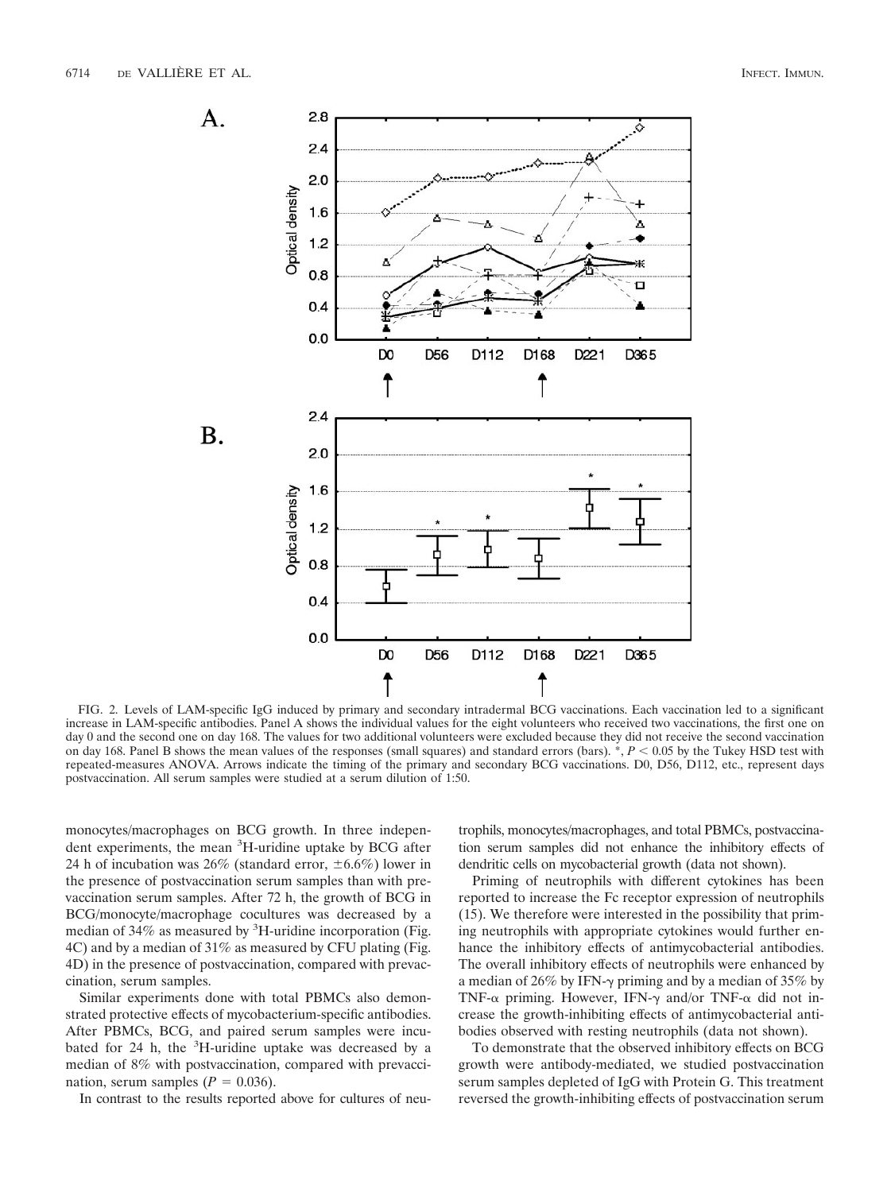FIG. 2. Levels of LAM-specific IgG induced by primary and secondary intradermal BCG vaccinations. Each vaccination led to a significant increase in LAM-specific antibodies. Panel A shows the individual values for the eight volunteers who received two vaccinations, the first one on day 0 and the second one on day 168. The values for two additional volunteers were excluded because they did not receive the second vaccination on day 168. Panel B shows the mean values of the responses (small squares) and standard errors (bars). *, $P < 0.05$ by the Tukey HSD test with repeated-measures ANOVA. Arrows indicate the timing of the primary and secondary BCG vaccinations. D0, D56, D112, etc., represent days postvaccination. All serum samples were studied at a serum dilution of 1:50.

monocytes/macrophages on BCG growth. In three independent experiments, the mean $^3$H-uridine uptake by BCG after 24 h of incubation was 26% (standard error, ±6.6%) lower in the presence of postvaccination serum samples than with prevaccination serum samples. After 72 h, the growth of BCG in BCG/monocyte/macrophage cocultures was decreased by a median of 34% as measured by $^3$H-uridine incorporation (Fig. 4C) and by a median of 31% as measured by CFU plating (Fig. 4D) in the presence of postvaccination, compared with prevaccination, serum samples.

Similar experiments done with total PBMCs also demonstrated protective effects of mycobacterium-specific antibodies. After PBMCs, BCG, and paired serum samples were incubated for 24 h, the $^3$H-uridine uptake was decreased by a median of 8% with postvaccination, compared with prevaccination, serum samples ($P = 0.036$).

In contrast to the results reported above for cultures of neutrophils, monocytes/macrophages, and total PBMCs, postvaccination serum samples did not enhance the inhibitory effects of dendritic cells on mycobacterial growth (data not shown).

Priming of neutrophils with different cytokines has been reported to increase the Fc receptor expression of neutrophils (15). We therefore were interested in the possibility that priming neutrophils with appropriate cytokines would further enhance the inhibitory effects of antimycobacterial antibodies. The overall inhibitory effects of neutrophils were enhanced by a median of 26% by IFN-γ priming and by a median of 35% by TNF-α priming. However, IFN-γ and/or TNF-α did not increase the growth-inhibiting effects of antimycobacterial antibodies observed with resting neutrophils (data not shown).

To demonstrate that the observed inhibitory effects on BCG growth were antibody-mediated, we studied postvaccination serum samples depleted of IgG with Protein G. This treatment reversed the growth-inhibiting effects of postvaccination serum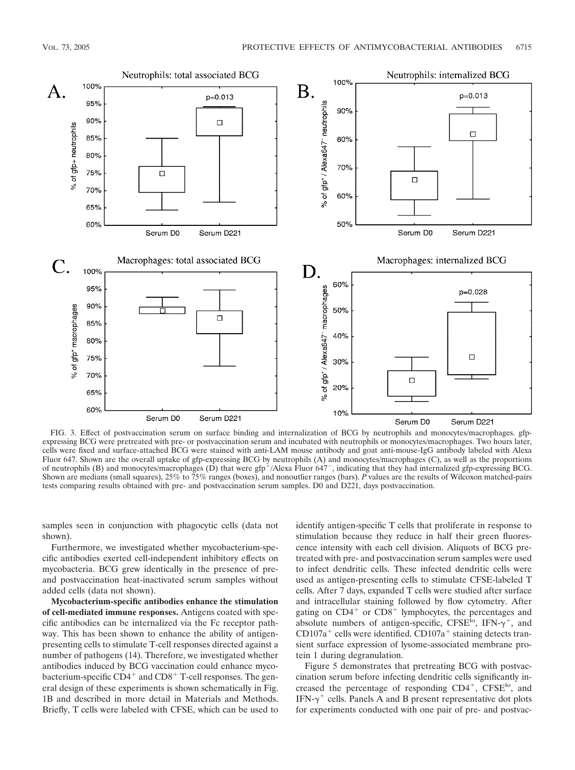FIG. 3. Effect of postvaccination serum on surface binding and internalization of BCG by neutrophils and monocytes/macrophages. gfp-expressing BCG were pretreated with pre- or postvaccination serum and incubated with neutrophils or monocytes/macrophages. Two hours later, cells were fixed and surface-attached BCG were stained with anti-LAM mouse antibody and goat anti-mouse-IgG antibody labeled with Alexa Fluor 647. Shown are the overall uptake of gfp-expressing BCG by neutrophils (A) and monocytes/macrophages (C), as well as the proportions of neutrophils (B) and monocytes/macrophages (D) that were gfp$^+$/Alexa Fluor 647$^-$, indicating that they had internalized gfp-expressing BCG. Shown are medians (small squares), 25% to 75% ranges (boxes), and nonoutlier ranges (bars). *P* values are the results of Wilcoxon matched-pairs tests comparing results obtained with pre- and postvaccination serum samples. D0 and D221, days postvaccination.

samples seen in conjunction with phagocytic cells (data not shown).

Furthermore, we investigated whether mycobacterium-specific antibodies exerted cell-independent inhibitory effects on mycobacteria. BCG grew identically in the presence of pre- and postvaccination heat-inactivated serum samples without added cells (data not shown).

**Mycobacterium-specific antibodies enhance the stimulation of cell-mediated immune responses.** Antigens coated with specific antibodies can be internalized via the Fc receptor pathway. This has been shown to enhance the ability of antigen-presenting cells to stimulate T-cell responses directed against a number of pathogens (14). Therefore, we investigated whether antibodies induced by BCG vaccination could enhance mycobacterium-specific CD4$^+$ and CD8$^+$ T-cell responses. The general design of these experiments is shown schematically in Fig. 1B and described in more detail in Materials and Methods. Briefly, T cells were labeled with CFSE, which can be used to identify antigen-specific T cells that proliferate in response to stimulation because they reduce in half their green fluorescence intensity with each cell division. Aliquots of BCG pretreated with pre- and postvaccination serum samples were used to infect dendritic cells. These infected dendritic cells were used as antigen-presenting cells to stimulate CFSE-labeled T cells. After 7 days, expanded T cells were studied after surface and intracellular staining followed by flow cytometry. After gating on CD4$^+$ or CD8$^+$ lymphocytes, the percentages and absolute numbers of antigen-specific, CFSE$^{lo}$, IFN-$\gamma^+$, and CD107a$^+$ cells were identified. CD107a$^+$ staining detects transient surface expression of lysome-associated membrane protein 1 during degranulation.

Figure 5 demonstrates that pretreating BCG with postvaccination serum before infecting dendritic cells significantly increased the percentage of responding CD4$^+$, CFSE$^{lo}$, and IFN-$\gamma^+$ cells. Panels A and B present representative dot plots for experiments conducted with one pair of pre- and postvac-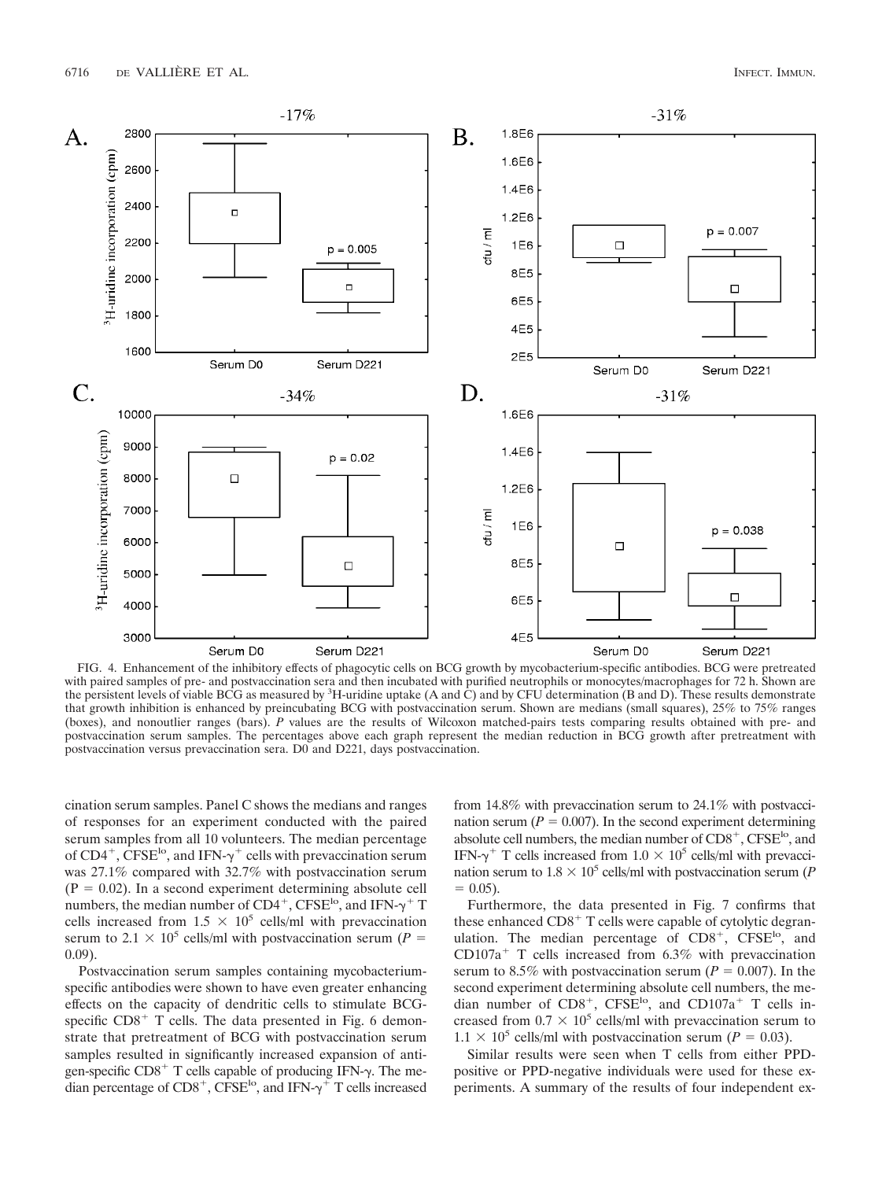FIG. 4. Enhancement of the inhibitory effects of phagocytic cells on BCG growth by mycobacterium-specific antibodies. BCG were pretreated with paired samples of pre- and postvaccination sera and then incubated with purified neutrophils or monocytes/macrophages for 72 h. Shown are the persistent levels of viable BCG as measured by $^3$H-uridine uptake (A and C) and by CFU determination (B and D). These results demonstrate that growth inhibition is enhanced by preincubating BCG with postvaccination serum. Shown are medians (small squares), 25% to 75% ranges (boxes), and nonoutlier ranges (bars). *P* values are the results of Wilcoxon matched-pairs tests comparing results obtained with pre- and postvaccination serum samples. The percentages above each graph represent the median reduction in BCG growth after pretreatment with postvaccination versus prevaccination sera. D0 and D221, days postvaccination.

cination serum samples. Panel C shows the medians and ranges of responses for an experiment conducted with the paired serum samples from all 10 volunteers. The median percentage of $CD4^+$, $CFSE^{lo}$, and IFN-$\gamma^+$ cells with prevaccination serum was 27.1% compared with 32.7% with postvaccination serum ($P = 0.02$). In a second experiment determining absolute cell numbers, the median number of $CD4^+$, $CFSE^{lo}$, and IFN-$\gamma^+$ T cells increased from $1.5 \times 10^5$ cells/ml with prevaccination serum to $2.1 \times 10^5$ cells/ml with postvaccination serum ($P = 0.09$).

Postvaccination serum samples containing mycobacterium-specific antibodies were shown to have even greater enhancing effects on the capacity of dendritic cells to stimulate BCG-specific $CD8^+$ T cells. The data presented in Fig. 6 demonstrate that pretreatment of BCG with postvaccination serum samples resulted in significantly increased expansion of antigen-specific $CD8^+$ T cells capable of producing IFN-$\gamma$. The median percentage of $CD8^+$, $CFSE^{lo}$, and IFN-$\gamma^+$ T cells increased from 14.8% with prevaccination serum to 24.1% with postvaccination serum ($P = 0.007$). In the second experiment determining absolute cell numbers, the median number of $CD8^+$, $CFSE^{lo}$, and IFN-$\gamma^+$ T cells increased from $1.0 \times 10^5$ cells/ml with prevaccination serum to $1.8 \times 10^5$ cells/ml with postvaccination serum ($P = 0.05$).

Furthermore, the data presented in Fig. 7 confirms that these enhanced $CD8^+$ T cells were capable of cytolytic degranulation. The median percentage of $CD8^+$, $CFSE^{lo}$, and $CD107a^+$ T cells increased from 6.3% with prevaccination serum to 8.5% with postvaccination serum ($P = 0.007$). In the second experiment determining absolute cell numbers, the median number of $CD8^+$, $CFSE^{lo}$, and $CD107a^+$ T cells increased from $0.7 \times 10^5$ cells/ml with prevaccination serum to $1.1 \times 10^5$ cells/ml with postvaccination serum ($P = 0.03$).

Similar results were seen when T cells from either PPD-positive or PPD-negative individuals were used for these experiments. A summary of the results of four independent ex-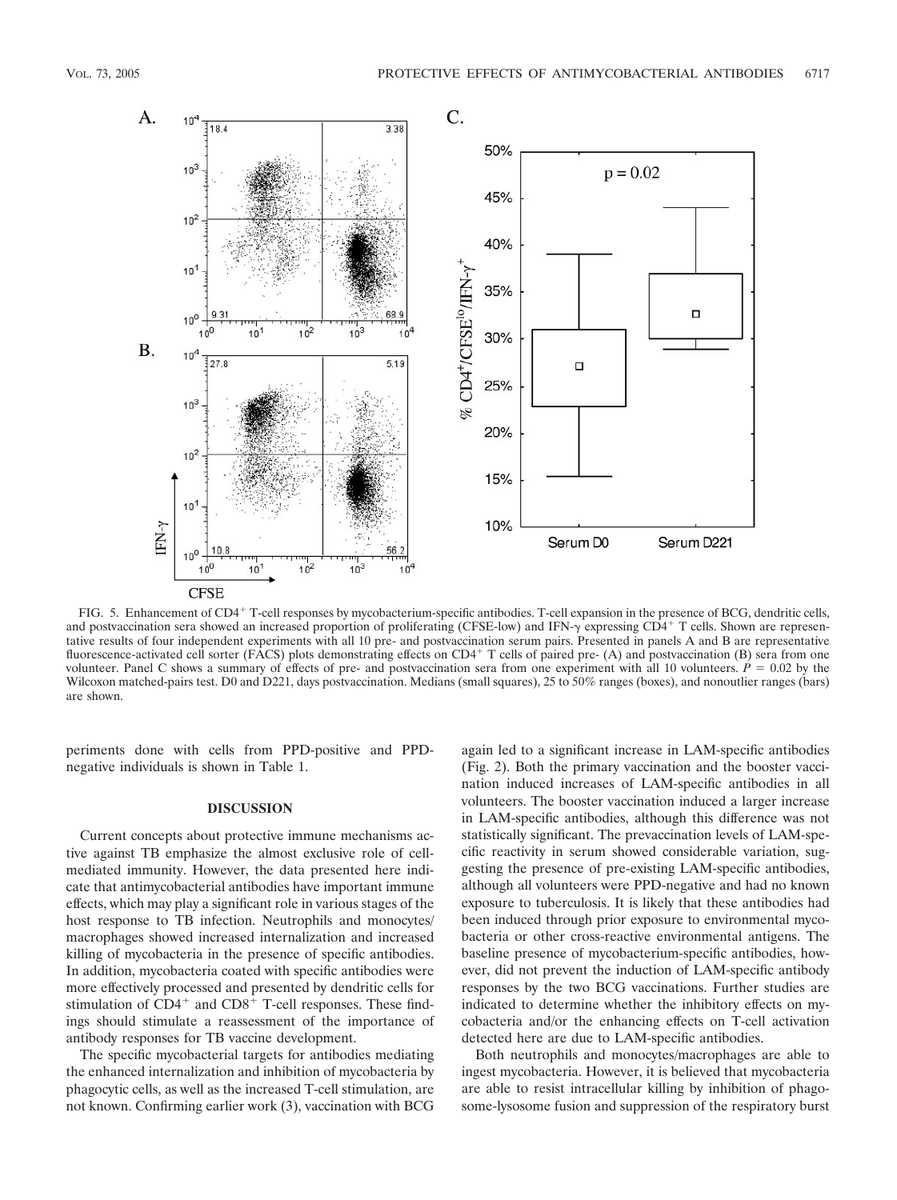FIG. 5. Enhancement of $CD4^+$ T-cell responses by mycobacterium-specific antibodies. T-cell expansion in the presence of BCG, dendritic cells, and postvaccination sera showed an increased proportion of proliferating (CFSE-low) and IFN-$\gamma$ expressing $CD4^+$ T cells. Shown are representative results of four independent experiments with all 10 pre- and postvaccination serum pairs. Presented in panels A and B are representative fluorescence-activated cell sorter (FACS) plots demonstrating effects on $CD4^+$ T cells of paired pre- (A) and postvaccination (B) sera from one volunteer. Panel C shows a summary of effects of pre- and postvaccination sera from one experiment with all 10 volunteers. $P = 0.02$ by the Wilcoxon matched-pairs test. D0 and D221, days postvaccination. Medians (small squares), 25 to 50% ranges (boxes), and nonoutlier ranges (bars) are shown.

periments done with cells from PPD-positive and PPD-negative individuals is shown in Table 1.

## DISCUSSION

Current concepts about protective immune mechanisms active against TB emphasize the almost exclusive role of cell-mediated immunity. However, the data presented here indicate that antimycobacterial antibodies have important immune effects, which may play a significant role in various stages of the host response to TB infection. Neutrophils and monocytes/macrophages showed increased internalization and increased killing of mycobacteria in the presence of specific antibodies. In addition, mycobacteria coated with specific antibodies were more effectively processed and presented by dendritic cells for stimulation of $CD4^+$ and $CD8^+$ T-cell responses. These findings should stimulate a reassessment of the importance of antibody responses for TB vaccine development.

The specific mycobacterial targets for antibodies mediating the enhanced internalization and inhibition of mycobacteria by phagocytic cells, as well as the increased T-cell stimulation, are not known. Confirming earlier work (3), vaccination with BCG again led to a significant increase in LAM-specific antibodies (Fig. 2). Both the primary vaccination and the booster vaccination induced increases of LAM-specific antibodies in all volunteers. The booster vaccination induced a larger increase in LAM-specific antibodies, although this difference was not statistically significant. The prevaccination levels of LAM-specific reactivity in serum showed considerable variation, suggesting the presence of pre-existing LAM-specific antibodies, although all volunteers were PPD-negative and had no known exposure to tuberculosis. It is likely that these antibodies had been induced through prior exposure to environmental mycobacteria or other cross-reactive environmental antigens. The baseline presence of mycobacterium-specific antibodies, however, did not prevent the induction of LAM-specific antibody responses by the two BCG vaccinations. Further studies are indicated to determine whether the inhibitory effects on mycobacteria and/or the enhancing effects on T-cell activation detected here are due to LAM-specific antibodies.

Both neutrophils and monocytes/macrophages are able to ingest mycobacteria. However, it is believed that mycobacteria are able to resist intracellular killing by inhibition of phagosome-lysosome fusion and suppression of the respiratory burst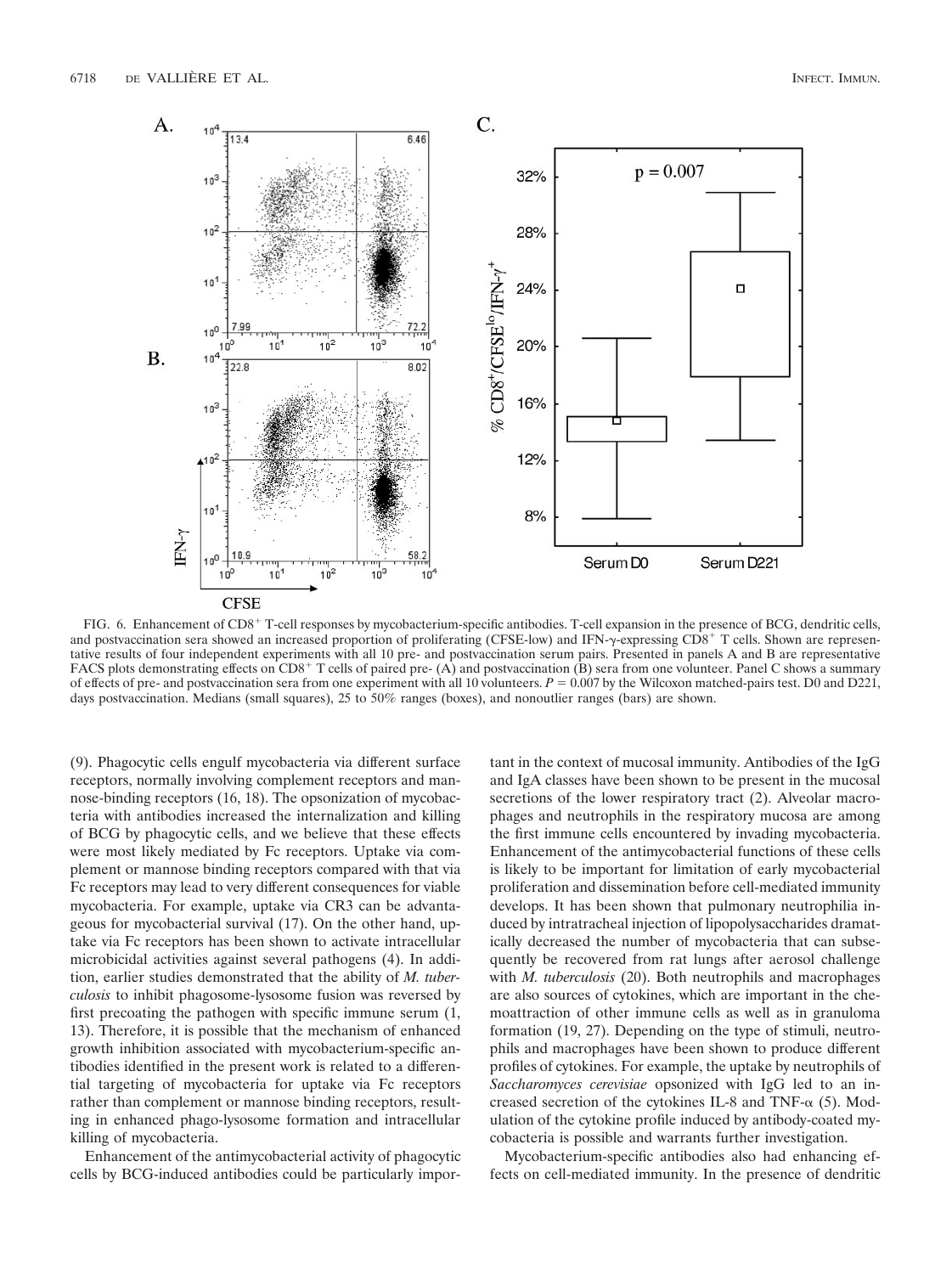FIG. 6. Enhancement of CD8$^+$ T-cell responses by mycobacterium-specific antibodies. T-cell expansion in the presence of BCG, dendritic cells, and postvaccination sera showed an increased proportion of proliferating (CFSE-low) and IFN-γ-expressing CD8$^+$ T cells. Shown are representative results of four independent experiments with all 10 pre- and postvaccination serum pairs. Presented in panels A and B are representative FACS plots demonstrating effects on CD8$^+$ T cells of paired pre- (A) and postvaccination (B) sera from one volunteer. Panel C shows a summary of effects of pre- and postvaccination sera from one experiment with all 10 volunteers. $P = 0.007$ by the Wilcoxon matched-pairs test. D0 and D221, days postvaccination. Medians (small squares), 25 to 50% ranges (boxes), and nonoutlier ranges (bars) are shown.

(9). Phagocytic cells engulf mycobacteria via different surface receptors, normally involving complement receptors and mannose-binding receptors (16, 18). The opsonization of mycobacteria with antibodies increased the internalization and killing of BCG by phagocytic cells, and we believe that these effects were most likely mediated by Fc receptors. Uptake via complement or mannose binding receptors compared with that via Fc receptors may lead to very different consequences for viable mycobacteria. For example, uptake via CR3 can be advantageous for mycobacterial survival (17). On the other hand, uptake via Fc receptors has been shown to activate intracellular microbicidal activities against several pathogens (4). In addition, earlier studies demonstrated that the ability of *M. tuberculosis* to inhibit phagosome-lysosome fusion was reversed by first precoating the pathogen with specific immune serum (1, 13). Therefore, it is possible that the mechanism of enhanced growth inhibition associated with mycobacterium-specific antibodies identified in the present work is related to a differential targeting of mycobacteria for uptake via Fc receptors rather than complement or mannose binding receptors, resulting in enhanced phago-lysosome formation and intracellular killing of mycobacteria.

Enhancement of the antimycobacterial activity of phagocytic cells by BCG-induced antibodies could be particularly important in the context of mucosal immunity. Antibodies of the IgG and IgA classes have been shown to be present in the mucosal secretions of the lower respiratory tract (2). Alveolar macrophages and neutrophils in the respiratory mucosa are among the first immune cells encountered by invading mycobacteria. Enhancement of the antimycobacterial functions of these cells is likely to be important for limitation of early mycobacterial proliferation and dissemination before cell-mediated immunity develops. It has been shown that pulmonary neutrophilia induced by intratracheal injection of lipopolysaccharides dramatically decreased the number of mycobacteria that can subsequently be recovered from rat lungs after aerosol challenge with *M. tuberculosis* (20). Both neutrophils and macrophages are also sources of cytokines, which are important in the chemoattraction of other immune cells as well as in granuloma formation (19, 27). Depending on the type of stimuli, neutrophils and macrophages have been shown to produce different profiles of cytokines. For example, the uptake by neutrophils of *Saccharomyces cerevisiae* opsonized with IgG led to an increased secretion of the cytokines IL-8 and TNF-α (5). Modulation of the cytokine profile induced by antibody-coated mycobacteria is possible and warrants further investigation.

Mycobacterium-specific antibodies also had enhancing effects on cell-mediated immunity. In the presence of dendritic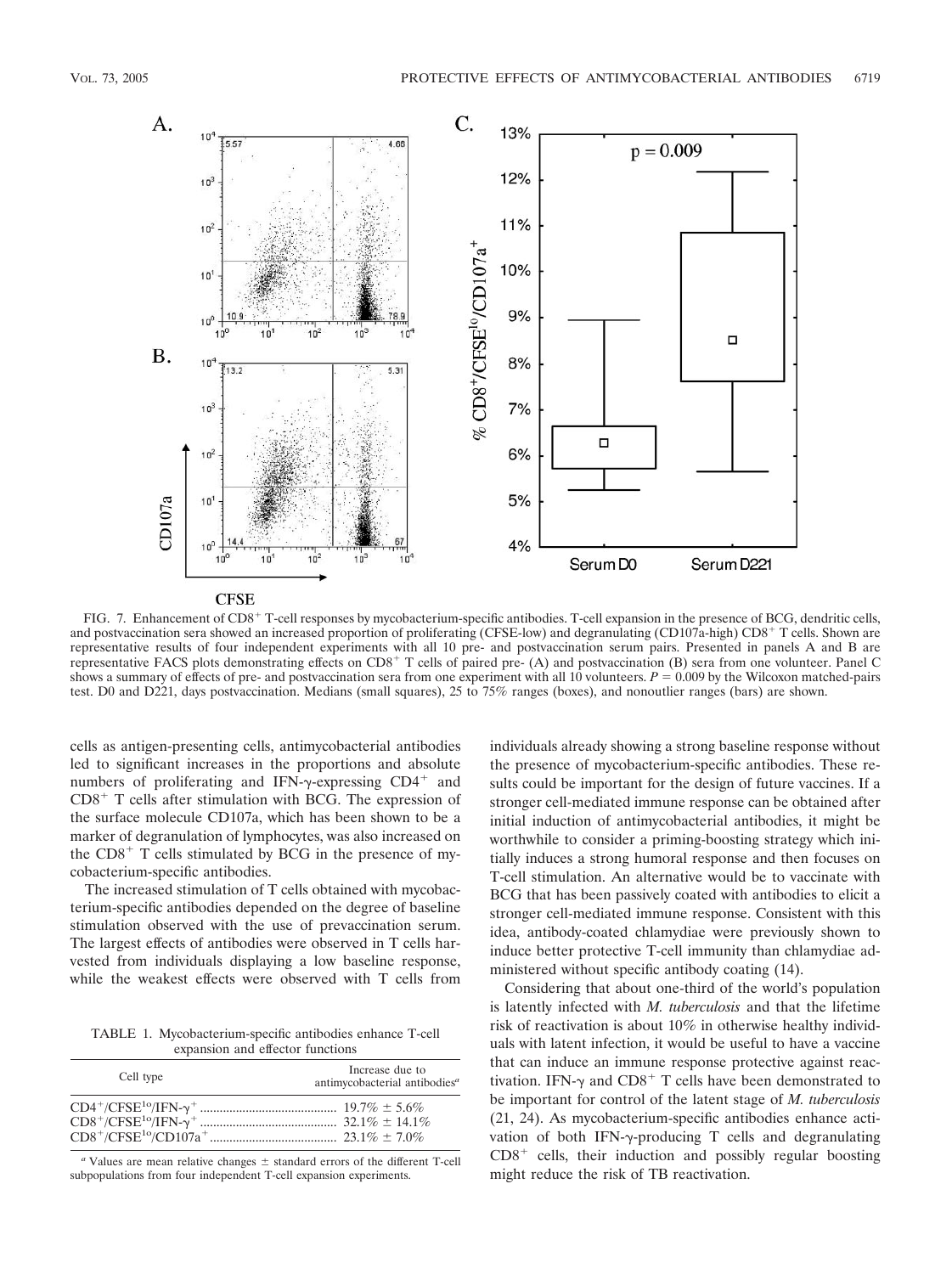FIG. 7. Enhancement of $CD8^+$ T-cell responses by mycobacterium-specific antibodies. T-cell expansion in the presence of BCG, dendritic cells, and postvaccination sera showed an increased proportion of proliferating (CFSE-low) and degranulating (CD107a-high) $CD8^+$ T cells. Shown are representative results of four independent experiments with all 10 pre- and postvaccination serum pairs. Presented in panels A and B are representative FACS plots demonstrating effects on $CD8^+$ T cells of paired pre- (A) and postvaccination (B) sera from one volunteer. Panel C shows a summary of effects of pre- and postvaccination sera from one experiment with all 10 volunteers. $P = 0.009$ by the Wilcoxon matched-pairs test. D0 and D221, days postvaccination. Medians (small squares), 25 to 75% ranges (boxes), and nonoutlier ranges (bars) are shown.

cells as antigen-presenting cells, antimycobacterial antibodies led to significant increases in the proportions and absolute numbers of proliferating and IFN-γ-expressing $CD4^+$ and $CD8^+$ T cells after stimulation with BCG. The expression of the surface molecule CD107a, which has been shown to be a marker of degranulation of lymphocytes, was also increased on the $CD8^+$ T cells stimulated by BCG in the presence of mycobacterium-specific antibodies.

The increased stimulation of T cells obtained with mycobacterium-specific antibodies depended on the degree of baseline stimulation observed with the use of prevaccination serum. The largest effects of antibodies were observed in T cells harvested from individuals displaying a low baseline response, while the weakest effects were observed with T cells from individuals already showing a strong baseline response without the presence of mycobacterium-specific antibodies. These results could be important for the design of future vaccines. If a stronger cell-mediated immune response can be obtained after initial induction of antimycobacterial antibodies, it might be worthwhile to consider a priming-boosting strategy which initially induces a strong humoral response and then focuses on T-cell stimulation. An alternative would be to vaccinate with BCG that has been passively coated with antibodies to elicit a stronger cell-mediated immune response. Consistent with this idea, antibody-coated chlamydiae were previously shown to induce better protective T-cell immunity than chlamydiae administered without specific antibody coating (14).

TABLE 1. Mycobacterium-specific antibodies enhance T-cell expansion and effector functions

| Cell type | Increase due to antimycobacterial antibodies[a] |
|---|---|
| $CD4^+/CFSE^{lo}/IFN\text{-}\gamma^+$ | 19.7% ± 5.6% |
| $CD8^+/CFSE^{lo}/IFN\text{-}\gamma^+$ | 32.1% ± 14.1% |
| $CD8^+/CFSE^{lo}/CD107a^+$ | 23.1% ± 7.0% |

[a] Values are mean relative changes ± standard errors of the different T-cell subpopulations from four independent T-cell expansion experiments.

Considering that about one-third of the world's population is latently infected with *M. tuberculosis* and that the lifetime risk of reactivation is about 10% in otherwise healthy individuals with latent infection, it would be useful to have a vaccine that can induce an immune response protective against reactivation. IFN-γ and $CD8^+$ T cells have been demonstrated to be important for control of the latent stage of *M. tuberculosis* (21, 24). As mycobacterium-specific antibodies enhance activation of both IFN-γ-producing T cells and degranulating $CD8^+$ cells, their induction and possibly regular boosting might reduce the risk of TB reactivation.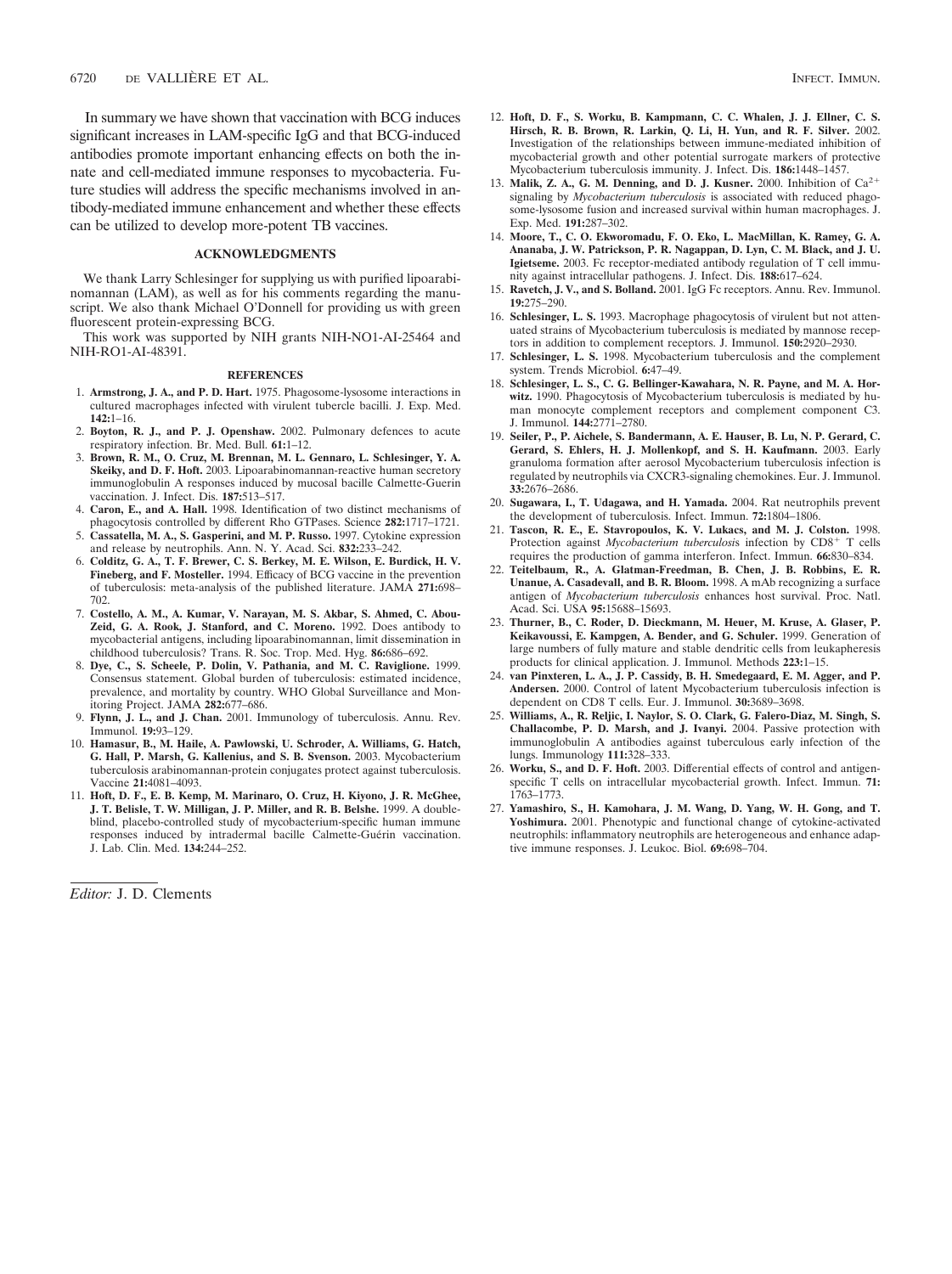In summary we have shown that vaccination with BCG induces significant increases in LAM-specific IgG and that BCG-induced antibodies promote important enhancing effects on both the innate and cell-mediated immune responses to mycobacteria. Future studies will address the specific mechanisms involved in antibody-mediated immune enhancement and whether these effects can be utilized to develop more-potent TB vaccines.

## ACKNOWLEDGMENTS

We thank Larry Schlesinger for supplying us with purified lipoarabinomannan (LAM), as well as for his comments regarding the manuscript. We also thank Michael O'Donnell for providing us with green fluorescent protein-expressing BCG.

This work was supported by NIH grants NIH-NO1-AI-25464 and NIH-RO1-AI-48391.

## REFERENCES

1. **Armstrong, J. A., and P. D. Hart.** 1975. Phagosome-lysosome interactions in cultured macrophages infected with virulent tubercle bacilli. J. Exp. Med. **142:**1–16.
2. **Boyton, R. J., and P. J. Openshaw.** 2002. Pulmonary defences to acute respiratory infection. Br. Med. Bull. **61:**1–12.
3. **Brown, R. M., O. Cruz, M. Brennan, M. L. Gennaro, L. Schlesinger, Y. A. Skeiky, and D. F. Hoft.** 2003. Lipoarabinomannan-reactive human secretory immunoglobulin A responses induced by mucosal bacille Calmette-Guerin vaccination. J. Infect. Dis. **187:**513–517.
4. **Caron, E., and A. Hall.** 1998. Identification of two distinct mechanisms of phagocytosis controlled by different Rho GTPases. Science **282:**1717–1721.
5. **Cassatella, M. A., S. Gasperini, and M. P. Russo.** 1997. Cytokine expression and release by neutrophils. Ann. N. Y. Acad. Sci. **832:**233–242.
6. **Colditz, G. A., T. F. Brewer, C. S. Berkey, M. E. Wilson, E. Burdick, H. V. Fineberg, and F. Mosteller.** 1994. Efficacy of BCG vaccine in the prevention of tuberculosis: meta-analysis of the published literature. JAMA **271:**698–702.
7. **Costello, A. M., A. Kumar, V. Narayan, M. S. Akbar, S. Ahmed, C. Abou-Zeid, G. A. Rook, J. Stanford, and C. Moreno.** 1992. Does antibody to mycobacterial antigens, including lipoarabinomannan, limit dissemination in childhood tuberculosis? Trans. R. Soc. Trop. Med. Hyg. **86:**686–692.
8. **Dye, C., S. Scheele, P. Dolin, V. Pathania, and M. C. Raviglione.** 1999. Consensus statement. Global burden of tuberculosis: estimated incidence, prevalence, and mortality by country. WHO Global Surveillance and Monitoring Project. JAMA **282:**677–686.
9. **Flynn, J. L., and J. Chan.** 2001. Immunology of tuberculosis. Annu. Rev. Immunol. **19:**93–129.
10. **Hamasur, B., M. Haile, A. Pawlowski, U. Schroder, A. Williams, G. Hatch, G. Hall, P. Marsh, G. Kallenius, and S. B. Svenson.** 2003. Mycobacterium tuberculosis arabinomannan-protein conjugates protect against tuberculosis. Vaccine **21:**4081–4093.
11. **Hoft, D. F., E. B. Kemp, M. Marinaro, O. Cruz, H. Kiyono, J. R. McGhee, J. T. Belisle, T. W. Milligan, J. P. Miller, and R. B. Belshe.** 1999. A double-blind, placebo-controlled study of mycobacterium-specific human immune responses induced by intradermal bacille Calmette-Guérin vaccination. J. Lab. Clin. Med. **134:**244–252.
12. **Hoft, D. F., S. Worku, B. Kampmann, C. C. Whalen, J. J. Ellner, C. S. Hirsch, R. B. Brown, R. Larkin, Q. Li, H. Yun, and R. F. Silver.** 2002. Investigation of the relationships between immune-mediated inhibition of mycobacterial growth and other potential surrogate markers of protective Mycobacterium tuberculosis immunity. J. Infect. Dis. **186:**1448–1457.
13. **Malik, Z. A., G. M. Denning, and D. J. Kusner.** 2000. Inhibition of $Ca^{2+}$ signaling by *Mycobacterium tuberculosis* is associated with reduced phagosome-lysosome fusion and increased survival within human macrophages. J. Exp. Med. **191:**287–302.
14. **Moore, T., C. O. Ekworomadu, F. O. Eko, L. MacMillan, K. Ramey, G. A. Ananaba, J. W. Patrickson, P. R. Nagappan, D. Lyn, C. M. Black, and J. U. Igietseme.** 2003. Fc receptor-mediated antibody regulation of T cell immunity against intracellular pathogens. J. Infect. Dis. **188:**617–624.
15. **Ravetch, J. V., and S. Bolland.** 2001. IgG Fc receptors. Annu. Rev. Immunol. **19:**275–290.
16. **Schlesinger, L. S.** 1993. Macrophage phagocytosis of virulent but not attenuated strains of Mycobacterium tuberculosis is mediated by mannose receptors in addition to complement receptors. J. Immunol. **150:**2920–2930.
17. **Schlesinger, L. S.** 1998. Mycobacterium tuberculosis and the complement system. Trends Microbiol. **6:**47–49.
18. **Schlesinger, L. S., C. G. Bellinger-Kawahara, N. R. Payne, and M. A. Horwitz.** 1990. Phagocytosis of Mycobacterium tuberculosis is mediated by human monocyte complement receptors and complement component C3. J. Immunol. **144:**2771–2780.
19. **Seiler, P., P. Aichele, S. Bandermann, A. E. Hauser, B. Lu, N. P. Gerard, C. Gerard, S. Ehlers, H. J. Mollenkopf, and S. H. Kaufmann.** 2003. Early granuloma formation after aerosol Mycobacterium tuberculosis infection is regulated by neutrophils via CXCR3-signaling chemokines. Eur. J. Immunol. **33:**2676–2686.
20. **Sugawara, I., T. Udagawa, and H. Yamada.** 2004. Rat neutrophils prevent the development of tuberculosis. Infect. Immun. **72:**1804–1806.
21. **Tascon, R. E., E. Stavropoulos, K. V. Lukacs, and M. J. Colston.** 1998. Protection against *Mycobacterium tuberculosis* infection by $CD8^+$ T cells requires the production of gamma interferon. Infect. Immun. **66:**830–834.
22. **Teitelbaum, R., A. Glatman-Freedman, B. Chen, J. B. Robbins, E. R. Unanue, A. Casadevall, and B. R. Bloom.** 1998. A mAb recognizing a surface antigen of *Mycobacterium tuberculosis* enhances host survival. Proc. Natl. Acad. Sci. USA **95:**15688–15693.
23. **Thurner, B., C. Roder, D. Dieckmann, M. Heuer, M. Kruse, A. Glaser, P. Keikavoussi, E. Kampgen, A. Bender, and G. Schuler.** 1999. Generation of large numbers of fully mature and stable dendritic cells from leukapheresis products for clinical application. J. Immunol. Methods **223:**1–15.
24. **van Pinxteren, L. A., J. P. Cassidy, B. H. Smedegaard, E. M. Agger, and P. Andersen.** 2000. Control of latent Mycobacterium tuberculosis infection is dependent on CD8 T cells. Eur. J. Immunol. **30:**3689–3698.
25. **Williams, A., R. Reljic, I. Naylor, S. O. Clark, G. Falero-Diaz, M. Singh, S. Challacombe, P. D. Marsh, and J. Ivanyi.** 2004. Passive protection with immunoglobulin A antibodies against tuberculous early infection of the lungs. Immunology **111:**328–333.
26. **Worku, S., and D. F. Hoft.** 2003. Differential effects of control and antigen-specific T cells on intracellular mycobacterial growth. Infect. Immun. **71:**1763–1773.
27. **Yamashiro, S., H. Kamohara, J. M. Wang, D. Yang, W. H. Gong, and T. Yoshimura.** 2001. Phenotypic and functional change of cytokine-activated neutrophils: inflammatory neutrophils are heterogeneous and enhance adaptive immune responses. J. Leukoc. Biol. **69:**698–704.

*Editor:* J. D. Clements